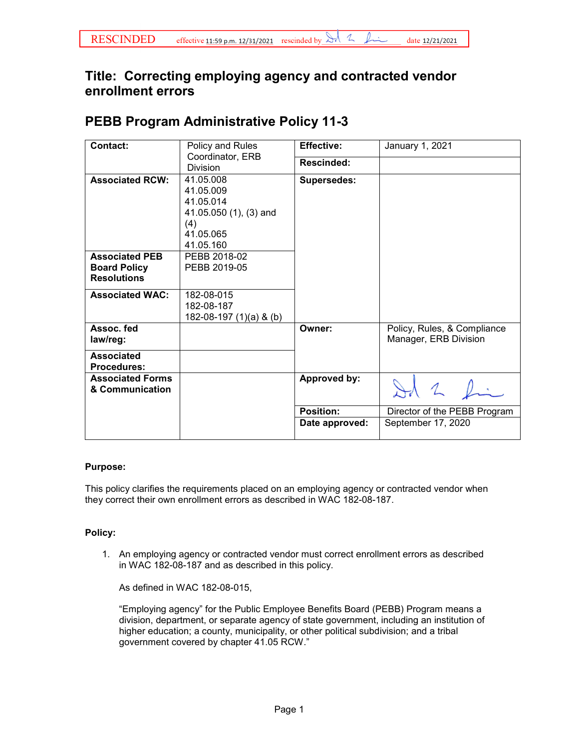RESCINDED effective 11:59 p.m. 12/31/2021 rescinded by [signature] date 12/21/2021

# Title: Correcting employing agency and contracted vendor enrollment errors

## PEBB Program Administrative Policy 11-3

| Contact: | Policy and Rules Coordinator, ERB Division | Effective: | January 1, 2021 |
|---|---|---|---|
| | | Rescinded: | |
| Associated RCW: | 41.05.008<br>41.05.009<br>41.05.014<br>41.05.050 (1), (3) and (4)<br>41.05.065<br>41.05.160 | Supersedes: | |
| Associated PEB Board Policy Resolutions | PEBB 2018-02<br>PEBB 2019-05 | | |
| Associated WAC: | 182-08-015<br>182-08-187<br>182-08-197 (1)(a) & (b) | | |
| Assoc. fed law/reg: | | Owner: | Policy, Rules, & Compliance Manager, ERB Division |
| Associated Procedures: | | | |
| Associated Forms & Communication | | Approved by: | [signature] |
| | | Position: | Director of the PEBB Program |
| | | Date approved: | September 17, 2020 |

**Purpose:**

This policy clarifies the requirements placed on an employing agency or contracted vendor when they correct their own enrollment errors as described in WAC 182-08-187.

**Policy:**

1. An employing agency or contracted vendor must correct enrollment errors as described in WAC 182-08-187 and as described in this policy.

   As defined in WAC 182-08-015,

   "Employing agency" for the Public Employee Benefits Board (PEBB) Program means a division, department, or separate agency of state government, including an institution of higher education; a county, municipality, or other political subdivision; and a tribal government covered by chapter 41.05 RCW."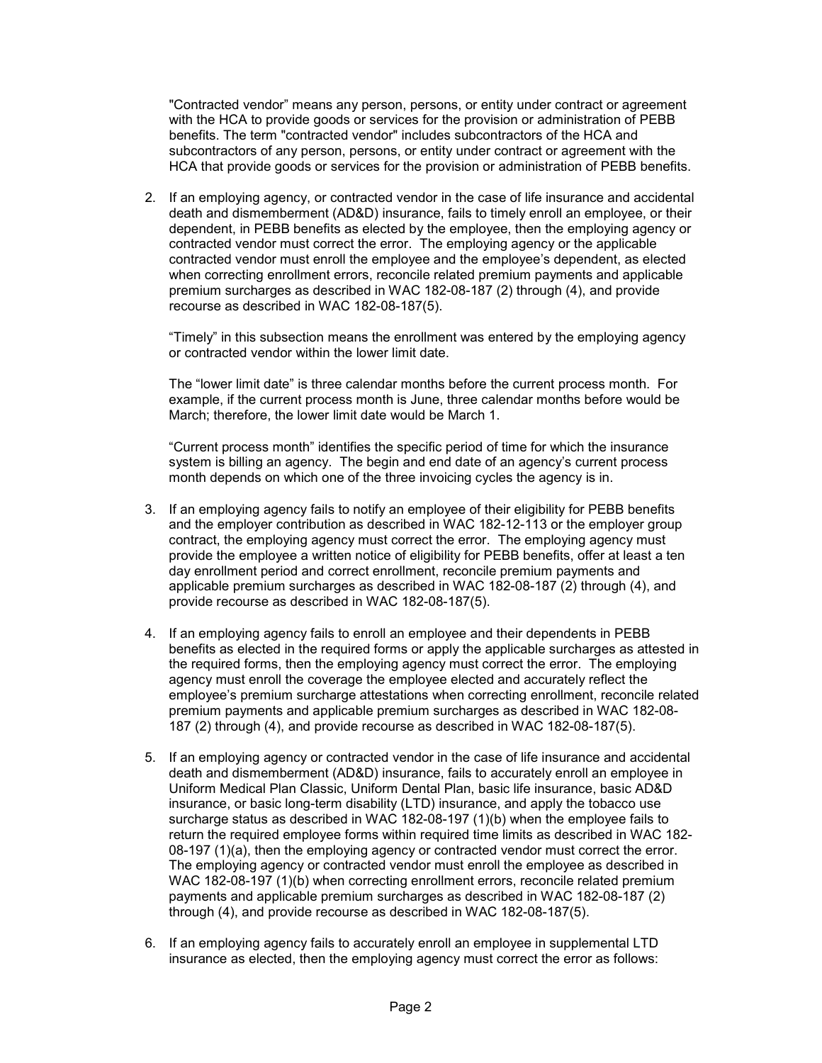"Contracted vendor" means any person, persons, or entity under contract or agreement with the HCA to provide goods or services for the provision or administration of PEBB benefits. The term "contracted vendor" includes subcontractors of the HCA and subcontractors of any person, persons, or entity under contract or agreement with the HCA that provide goods or services for the provision or administration of PEBB benefits.

2. If an employing agency, or contracted vendor in the case of life insurance and accidental death and dismemberment (AD&D) insurance, fails to timely enroll an employee, or their dependent, in PEBB benefits as elected by the employee, then the employing agency or contracted vendor must correct the error. The employing agency or the applicable contracted vendor must enroll the employee and the employee's dependent, as elected when correcting enrollment errors, reconcile related premium payments and applicable premium surcharges as described in WAC 182-08-187 (2) through (4), and provide recourse as described in WAC 182-08-187(5).

   "Timely" in this subsection means the enrollment was entered by the employing agency or contracted vendor within the lower limit date.

   The "lower limit date" is three calendar months before the current process month. For example, if the current process month is June, three calendar months before would be March; therefore, the lower limit date would be March 1.

   "Current process month" identifies the specific period of time for which the insurance system is billing an agency. The begin and end date of an agency's current process month depends on which one of the three invoicing cycles the agency is in.

3. If an employing agency fails to notify an employee of their eligibility for PEBB benefits and the employer contribution as described in WAC 182-12-113 or the employer group contract, the employing agency must correct the error. The employing agency must provide the employee a written notice of eligibility for PEBB benefits, offer at least a ten day enrollment period and correct enrollment, reconcile premium payments and applicable premium surcharges as described in WAC 182-08-187 (2) through (4), and provide recourse as described in WAC 182-08-187(5).

4. If an employing agency fails to enroll an employee and their dependents in PEBB benefits as elected in the required forms or apply the applicable surcharges as attested in the required forms, then the employing agency must correct the error. The employing agency must enroll the coverage the employee elected and accurately reflect the employee's premium surcharge attestations when correcting enrollment, reconcile related premium payments and applicable premium surcharges as described in WAC 182-08-187 (2) through (4), and provide recourse as described in WAC 182-08-187(5).

5. If an employing agency or contracted vendor in the case of life insurance and accidental death and dismemberment (AD&D) insurance, fails to accurately enroll an employee in Uniform Medical Plan Classic, Uniform Dental Plan, basic life insurance, basic AD&D insurance, or basic long-term disability (LTD) insurance, and apply the tobacco use surcharge status as described in WAC 182-08-197 (1)(b) when the employee fails to return the required employee forms within required time limits as described in WAC 182-08-197 (1)(a), then the employing agency or contracted vendor must correct the error. The employing agency or contracted vendor must enroll the employee as described in WAC 182-08-197 (1)(b) when correcting enrollment errors, reconcile related premium payments and applicable premium surcharges as described in WAC 182-08-187 (2) through (4), and provide recourse as described in WAC 182-08-187(5).

6. If an employing agency fails to accurately enroll an employee in supplemental LTD insurance as elected, then the employing agency must correct the error as follows: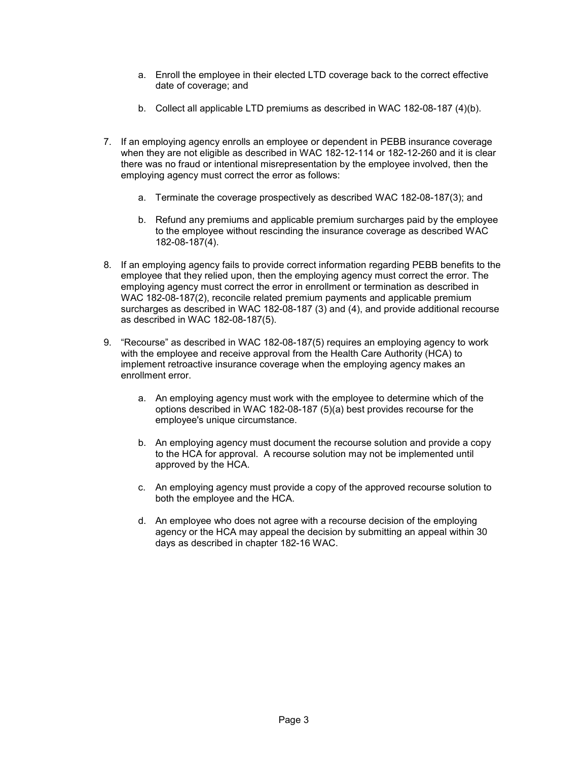a. Enroll the employee in their elected LTD coverage back to the correct effective date of coverage; and

   b. Collect all applicable LTD premiums as described in WAC 182-08-187 (4)(b).

7. If an employing agency enrolls an employee or dependent in PEBB insurance coverage when they are not eligible as described in WAC 182-12-114 or 182-12-260 and it is clear there was no fraud or intentional misrepresentation by the employee involved, then the employing agency must correct the error as follows:

   a. Terminate the coverage prospectively as described WAC 182-08-187(3); and

   b. Refund any premiums and applicable premium surcharges paid by the employee to the employee without rescinding the insurance coverage as described WAC 182-08-187(4).

8. If an employing agency fails to provide correct information regarding PEBB benefits to the employee that they relied upon, then the employing agency must correct the error. The employing agency must correct the error in enrollment or termination as described in WAC 182-08-187(2), reconcile related premium payments and applicable premium surcharges as described in WAC 182-08-187 (3) and (4), and provide additional recourse as described in WAC 182-08-187(5).

9. “Recourse” as described in WAC 182-08-187(5) requires an employing agency to work with the employee and receive approval from the Health Care Authority (HCA) to implement retroactive insurance coverage when the employing agency makes an enrollment error.

   a. An employing agency must work with the employee to determine which of the options described in WAC 182-08-187 (5)(a) best provides recourse for the employee's unique circumstance.

   b. An employing agency must document the recourse solution and provide a copy to the HCA for approval. A recourse solution may not be implemented until approved by the HCA.

   c. An employing agency must provide a copy of the approved recourse solution to both the employee and the HCA.

   d. An employee who does not agree with a recourse decision of the employing agency or the HCA may appeal the decision by submitting an appeal within 30 days as described in chapter 182-16 WAC.